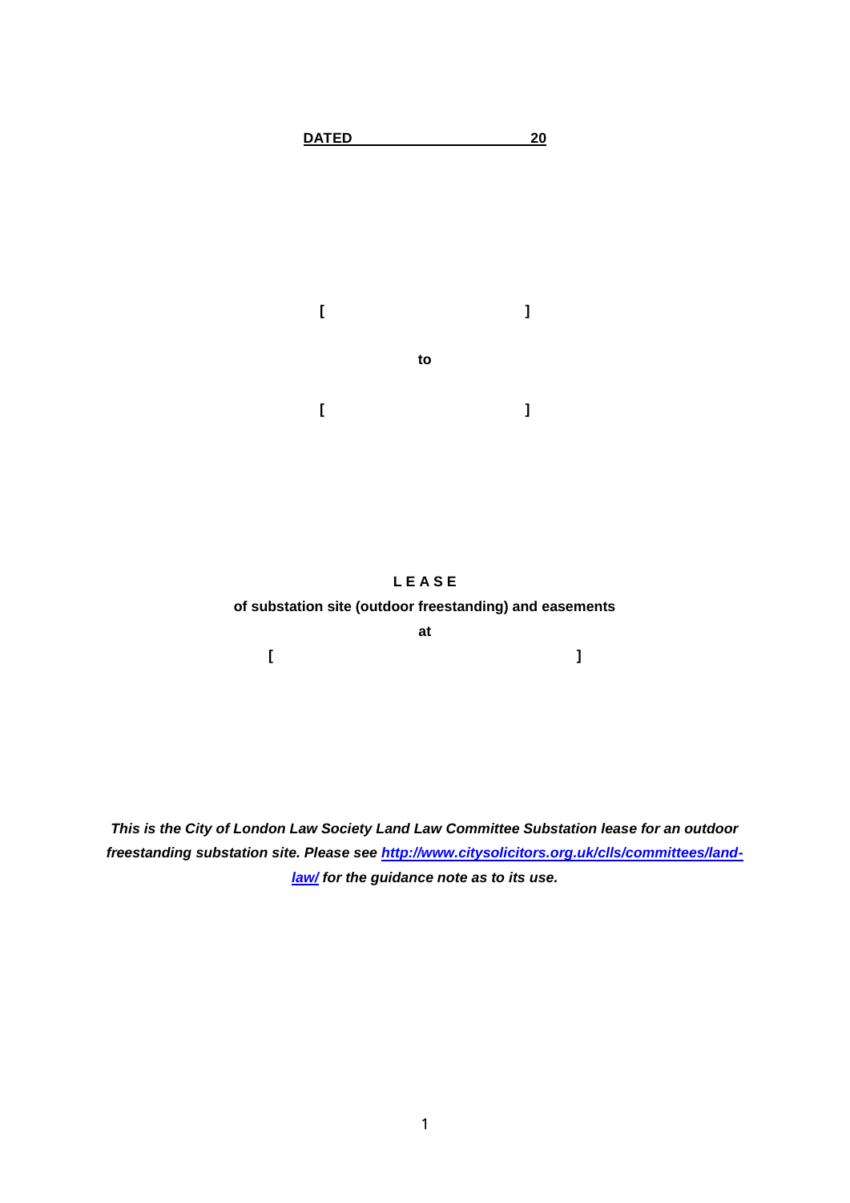**DATED                                        20**

**[                                        ]**

**to**

**[                                        ]**

**L E A S E**

**of substation site (outdoor freestanding) and easements**

**at**

**[                                                            ]**

***This is the City of London Law Society Land Law Committee Substation lease for an outdoor freestanding substation site. Please see [http://www.citysolicitors.org.uk/clls/committees/land-law/](http://www.citysolicitors.org.uk/clls/committees/land-law/) for the guidance note as to its use.***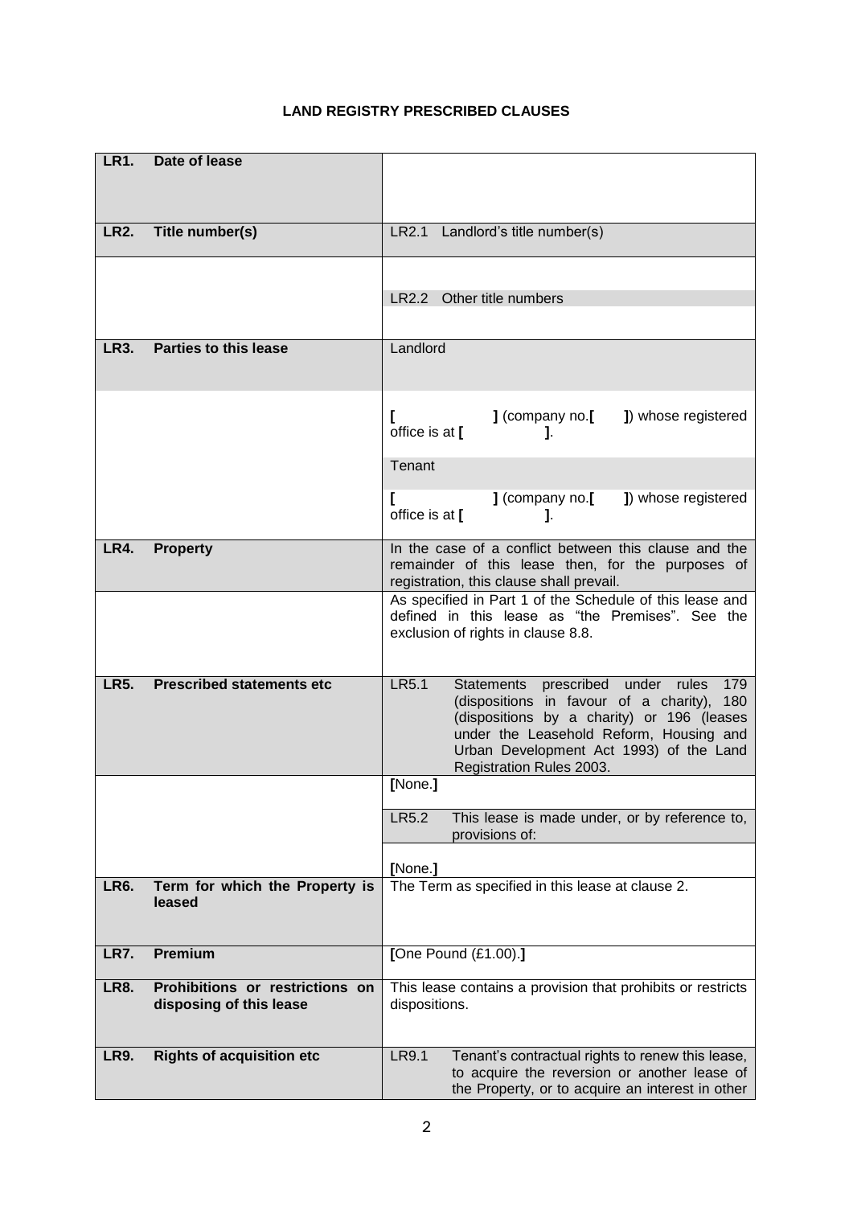**LAND REGISTRY PRESCRIBED CLAUSES**

| | |
|---|---|
| **LR1. Date of lease** | |
| **LR2. Title number(s)** | LR2.1 Landlord's title number(s) |
| | |
| | LR2.2 Other title numbers |
| | |
| **LR3. Parties to this lease** | Landlord |
| | **[** **]** (company no.**[** **]**) whose registered office is at **[** **]**. |
| | Tenant |
| | **[** **]** (company no.**[** **]**) whose registered office is at **[** **]**. |
| **LR4. Property** | In the case of a conflict between this clause and the remainder of this lease then, for the purposes of registration, this clause shall prevail. |
| | As specified in Part 1 of the Schedule of this lease and defined in this lease as "the Premises". See the exclusion of rights in clause 8.8. |
| **LR5. Prescribed statements etc** | LR5.1 Statements prescribed under rules 179 (dispositions in favour of a charity), 180 (dispositions by a charity) or 196 (leases under the Leasehold Reform, Housing and Urban Development Act 1993) of the Land Registration Rules 2003. |
| | **[**None.**]** |
| | LR5.2 This lease is made under, or by reference to, provisions of: |
| | **[**None.**]** |
| **LR6. Term for which the Property is leased** | The Term as specified in this lease at clause 2. |
| **LR7. Premium** | **[**One Pound (£1.00).**]** |
| **LR8. Prohibitions or restrictions on disposing of this lease** | This lease contains a provision that prohibits or restricts dispositions. |
| **LR9. Rights of acquisition etc** | LR9.1 Tenant's contractual rights to renew this lease, to acquire the reversion or another lease of the Property, or to acquire an interest in other |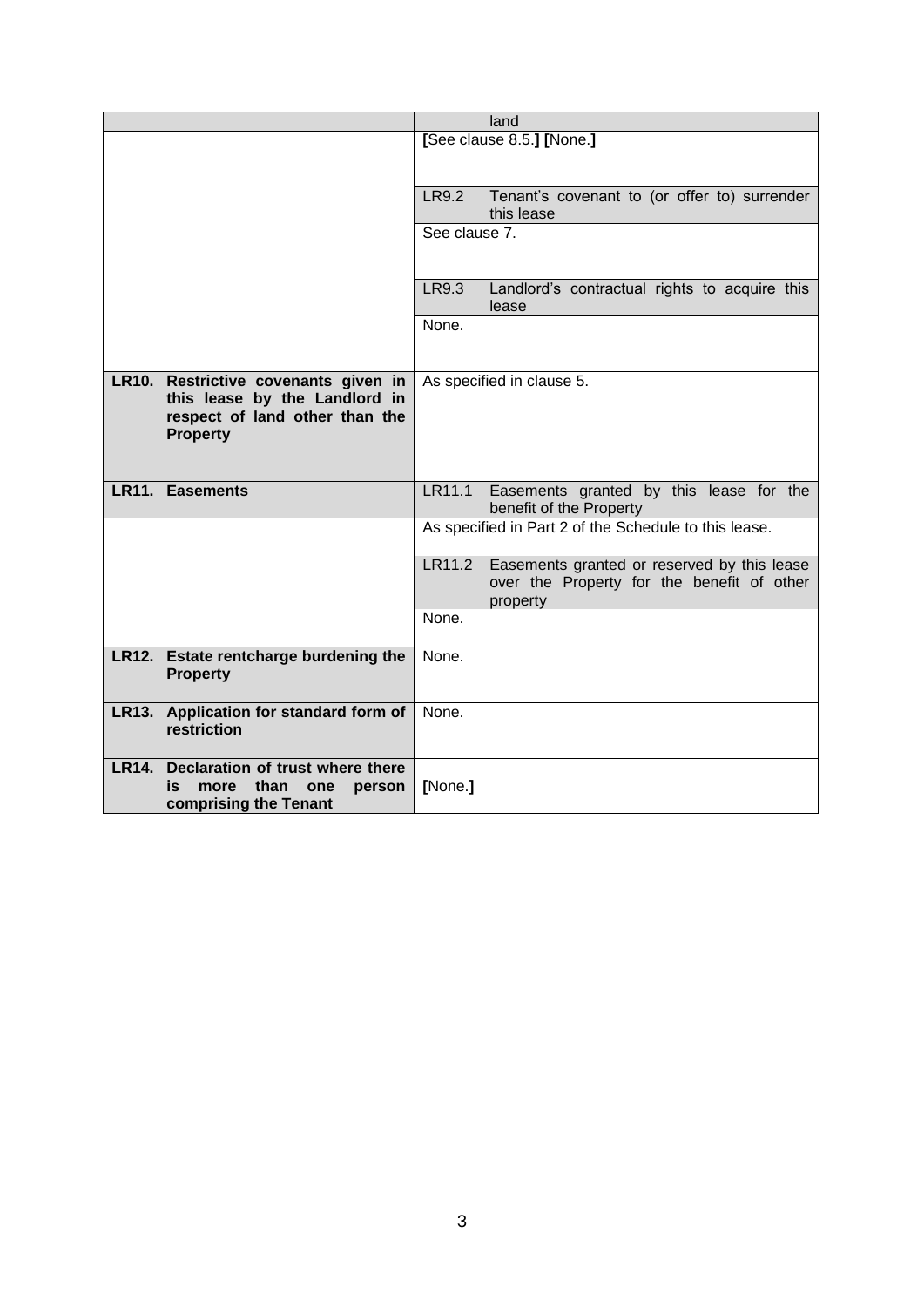| | |
|---|---|
| | land |
| | [See clause 8.5.] [None.] |
| | LR9.2 Tenant's covenant to (or offer to) surrender this lease |
| | See clause 7. |
| | LR9.3 Landlord's contractual rights to acquire this lease |
| | None. |
| **LR10. Restrictive covenants given in this lease by the Landlord in respect of land other than the Property** | As specified in clause 5. |
| **LR11. Easements** | LR11.1 Easements granted by this lease for the benefit of the Property |
| | As specified in Part 2 of the Schedule to this lease. |
| | LR11.2 Easements granted or reserved by this lease over the Property for the benefit of other property |
| | None. |
| **LR12. Estate rentcharge burdening the Property** | None. |
| **LR13. Application for standard form of restriction** | None. |
| **LR14. Declaration of trust where there is more than one person comprising the Tenant** | [None.] |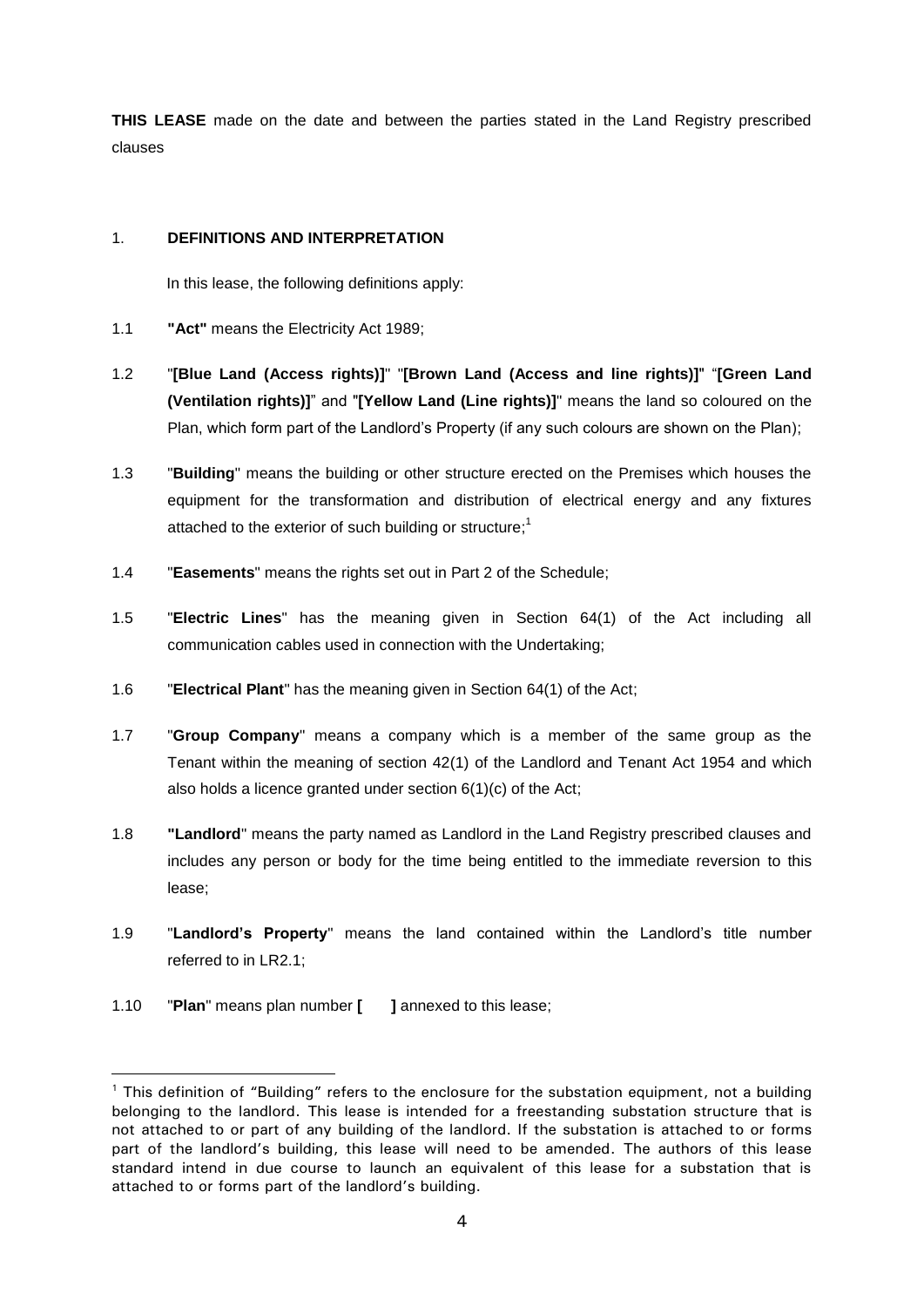**THIS LEASE** made on the date and between the parties stated in the Land Registry prescribed clauses

1. **DEFINITIONS AND INTERPRETATION**

   In this lease, the following definitions apply:

1.1 **"Act"** means the Electricity Act 1989;

1.2 "**[Blue Land (Access rights)]**" "**[Brown Land (Access and line rights)]**" "**[Green Land (Ventilation rights)]**" and "**[Yellow Land (Line rights)]**" means the land so coloured on the Plan, which form part of the Landlord's Property (if any such colours are shown on the Plan);

1.3 "**Building**" means the building or other structure erected on the Premises which houses the equipment for the transformation and distribution of electrical energy and any fixtures attached to the exterior of such building or structure;[1]

1.4 "**Easements**" means the rights set out in Part 2 of the Schedule;

1.5 "**Electric Lines**" has the meaning given in Section 64(1) of the Act including all communication cables used in connection with the Undertaking;

1.6 "**Electrical Plant**" has the meaning given in Section 64(1) of the Act;

1.7 "**Group Company**" means a company which is a member of the same group as the Tenant within the meaning of section 42(1) of the Landlord and Tenant Act 1954 and which also holds a licence granted under section 6(1)(c) of the Act;

1.8 **"Landlord**" means the party named as Landlord in the Land Registry prescribed clauses and includes any person or body for the time being entitled to the immediate reversion to this lease;

1.9 "**Landlord's Property**" means the land contained within the Landlord's title number referred to in LR2.1;

1.10 "**Plan**" means plan number **[ ]** annexed to this lease;

---

[1] This definition of "Building" refers to the enclosure for the substation equipment, not a building belonging to the landlord. This lease is intended for a freestanding substation structure that is not attached to or part of any building of the landlord. If the substation is attached to or forms part of the landlord's building, this lease will need to be amended. The authors of this lease standard intend in due course to launch an equivalent of this lease for a substation that is attached to or forms part of the landlord's building.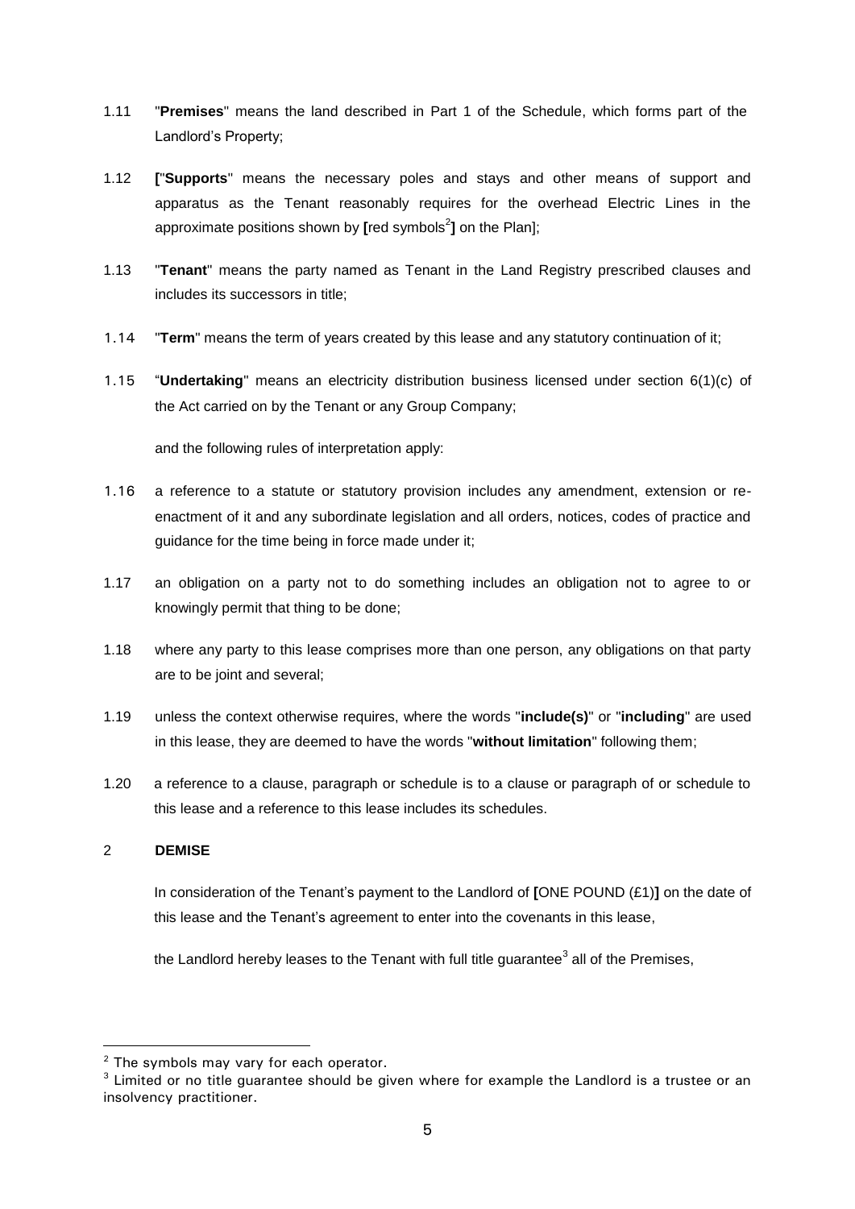1.11 "**Premises**" means the land described in Part 1 of the Schedule, which forms part of the Landlord's Property;

1.12 **[**"**Supports**" means the necessary poles and stays and other means of support and apparatus as the Tenant reasonably requires for the overhead Electric Lines in the approximate positions shown by **[**red symbols[2]**]** on the Plan];

1.13 "**Tenant**" means the party named as Tenant in the Land Registry prescribed clauses and includes its successors in title;

1.14 "**Term**" means the term of years created by this lease and any statutory continuation of it;

1.15 "**Undertaking**" means an electricity distribution business licensed under section 6(1)(c) of the Act carried on by the Tenant or any Group Company;

and the following rules of interpretation apply:

1.16 a reference to a statute or statutory provision includes any amendment, extension or re-enactment of it and any subordinate legislation and all orders, notices, codes of practice and guidance for the time being in force made under it;

1.17 an obligation on a party not to do something includes an obligation not to agree to or knowingly permit that thing to be done;

1.18 where any party to this lease comprises more than one person, any obligations on that party are to be joint and several;

1.19 unless the context otherwise requires, where the words "**include(s)**" or "**including**" are used in this lease, they are deemed to have the words "**without limitation**" following them;

1.20 a reference to a clause, paragraph or schedule is to a clause or paragraph of or schedule to this lease and a reference to this lease includes its schedules.

## 2 DEMISE

In consideration of the Tenant's payment to the Landlord of **[**ONE POUND (£1)**]** on the date of this lease and the Tenant's agreement to enter into the covenants in this lease,

the Landlord hereby leases to the Tenant with full title guarantee[3] all of the Premises,

---

[2] The symbols may vary for each operator.

[3] Limited or no title guarantee should be given where for example the Landlord is a trustee or an insolvency practitioner.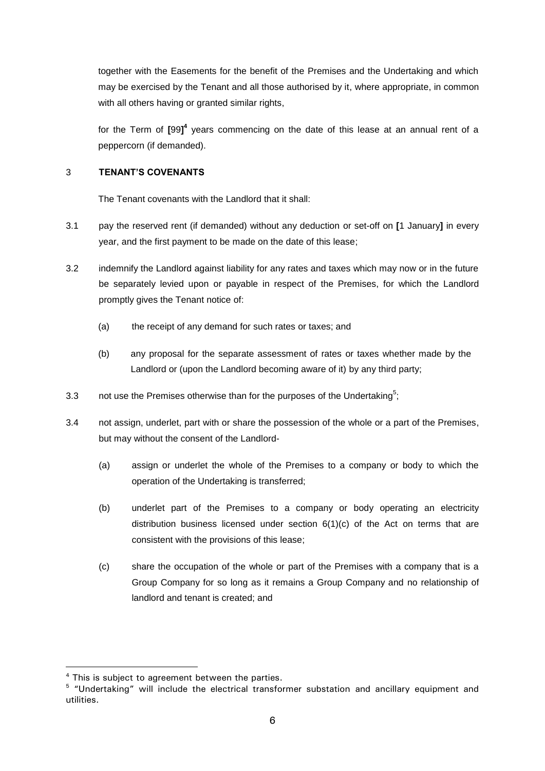together with the Easements for the benefit of the Premises and the Undertaking and which may be exercised by the Tenant and all those authorised by it, where appropriate, in common with all others having or granted similar rights,

for the Term of **[**99**]**[4] years commencing on the date of this lease at an annual rent of a peppercorn (if demanded).

## 3 TENANT'S COVENANTS

The Tenant covenants with the Landlord that it shall:

3.1 pay the reserved rent (if demanded) without any deduction or set-off on **[**1 January**]** in every year, and the first payment to be made on the date of this lease;

3.2 indemnify the Landlord against liability for any rates and taxes which may now or in the future be separately levied upon or payable in respect of the Premises, for which the Landlord promptly gives the Tenant notice of:

(a) the receipt of any demand for such rates or taxes; and

(b) any proposal for the separate assessment of rates or taxes whether made by the Landlord or (upon the Landlord becoming aware of it) by any third party;

3.3 not use the Premises otherwise than for the purposes of the Undertaking[5];

3.4 not assign, underlet, part with or share the possession of the whole or a part of the Premises, but may without the consent of the Landlord-

(a) assign or underlet the whole of the Premises to a company or body to which the operation of the Undertaking is transferred;

(b) underlet part of the Premises to a company or body operating an electricity distribution business licensed under section 6(1)(c) of the Act on terms that are consistent with the provisions of this lease;

(c) share the occupation of the whole or part of the Premises with a company that is a Group Company for so long as it remains a Group Company and no relationship of landlord and tenant is created; and

---

[4] This is subject to agreement between the parties.

[5] "Undertaking" will include the electrical transformer substation and ancillary equipment and utilities.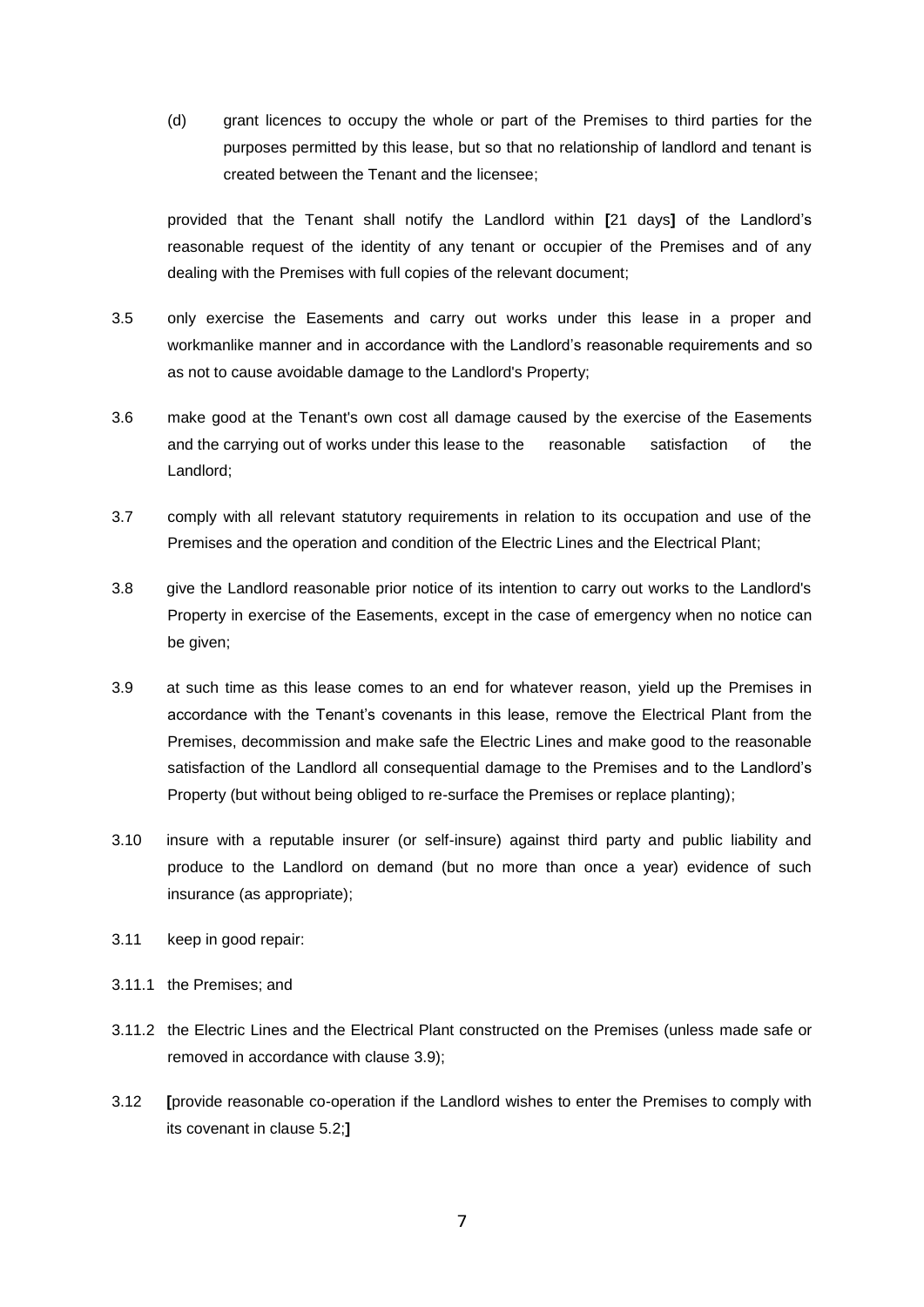(d) grant licences to occupy the whole or part of the Premises to third parties for the purposes permitted by this lease, but so that no relationship of landlord and tenant is created between the Tenant and the licensee;

provided that the Tenant shall notify the Landlord within **[**21 days**]** of the Landlord's reasonable request of the identity of any tenant or occupier of the Premises and of any dealing with the Premises with full copies of the relevant document;

3.5 only exercise the Easements and carry out works under this lease in a proper and workmanlike manner and in accordance with the Landlord's reasonable requirements and so as not to cause avoidable damage to the Landlord's Property;

3.6 make good at the Tenant's own cost all damage caused by the exercise of the Easements and the carrying out of works under this lease to the reasonable satisfaction of the Landlord;

3.7 comply with all relevant statutory requirements in relation to its occupation and use of the Premises and the operation and condition of the Electric Lines and the Electrical Plant;

3.8 give the Landlord reasonable prior notice of its intention to carry out works to the Landlord's Property in exercise of the Easements, except in the case of emergency when no notice can be given;

3.9 at such time as this lease comes to an end for whatever reason, yield up the Premises in accordance with the Tenant's covenants in this lease, remove the Electrical Plant from the Premises, decommission and make safe the Electric Lines and make good to the reasonable satisfaction of the Landlord all consequential damage to the Premises and to the Landlord's Property (but without being obliged to re-surface the Premises or replace planting);

3.10 insure with a reputable insurer (or self-insure) against third party and public liability and produce to the Landlord on demand (but no more than once a year) evidence of such insurance (as appropriate);

3.11 keep in good repair:

3.11.1 the Premises; and

3.11.2 the Electric Lines and the Electrical Plant constructed on the Premises (unless made safe or removed in accordance with clause 3.9);

3.12 **[**provide reasonable co-operation if the Landlord wishes to enter the Premises to comply with its covenant in clause 5.2;**]**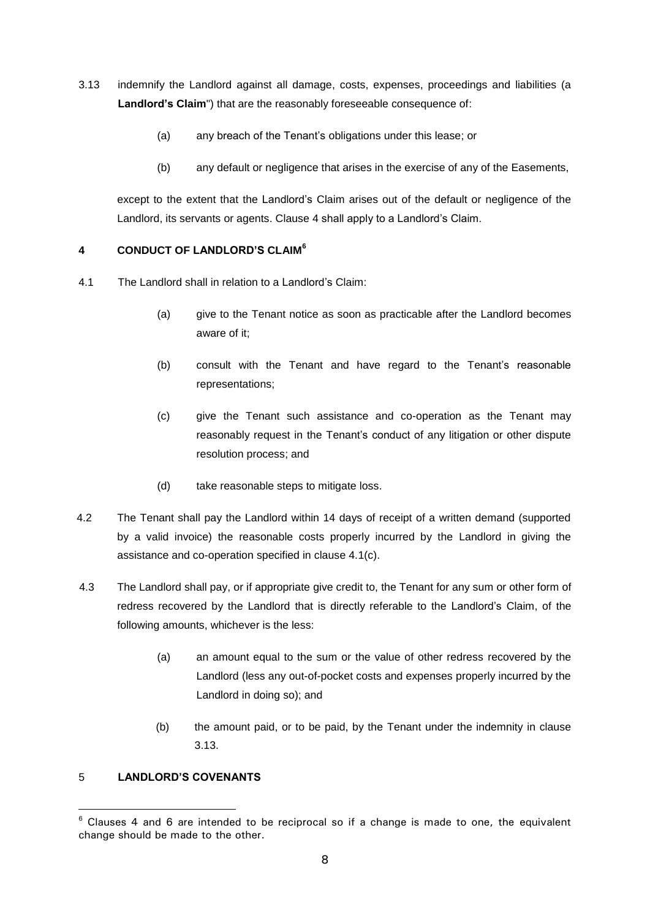3.13 indemnify the Landlord against all damage, costs, expenses, proceedings and liabilities (a **Landlord's Claim**") that are the reasonably foreseeable consequence of:

(a) any breach of the Tenant's obligations under this lease; or

(b) any default or negligence that arises in the exercise of any of the Easements,

except to the extent that the Landlord's Claim arises out of the default or negligence of the Landlord, its servants or agents. Clause 4 shall apply to a Landlord's Claim.

## 4 CONDUCT OF LANDLORD'S CLAIM[6]

4.1 The Landlord shall in relation to a Landlord's Claim:

(a) give to the Tenant notice as soon as practicable after the Landlord becomes aware of it;

(b) consult with the Tenant and have regard to the Tenant's reasonable representations;

(c) give the Tenant such assistance and co-operation as the Tenant may reasonably request in the Tenant's conduct of any litigation or other dispute resolution process; and

(d) take reasonable steps to mitigate loss.

4.2 The Tenant shall pay the Landlord within 14 days of receipt of a written demand (supported by a valid invoice) the reasonable costs properly incurred by the Landlord in giving the assistance and co-operation specified in clause 4.1(c).

4.3 The Landlord shall pay, or if appropriate give credit to, the Tenant for any sum or other form of redress recovered by the Landlord that is directly referable to the Landlord's Claim, of the following amounts, whichever is the less:

(a) an amount equal to the sum or the value of other redress recovered by the Landlord (less any out-of-pocket costs and expenses properly incurred by the Landlord in doing so); and

(b) the amount paid, or to be paid, by the Tenant under the indemnity in clause 3.13.

## 5 LANDLORD'S COVENANTS

---

[6] Clauses 4 and 6 are intended to be reciprocal so if a change is made to one, the equivalent change should be made to the other.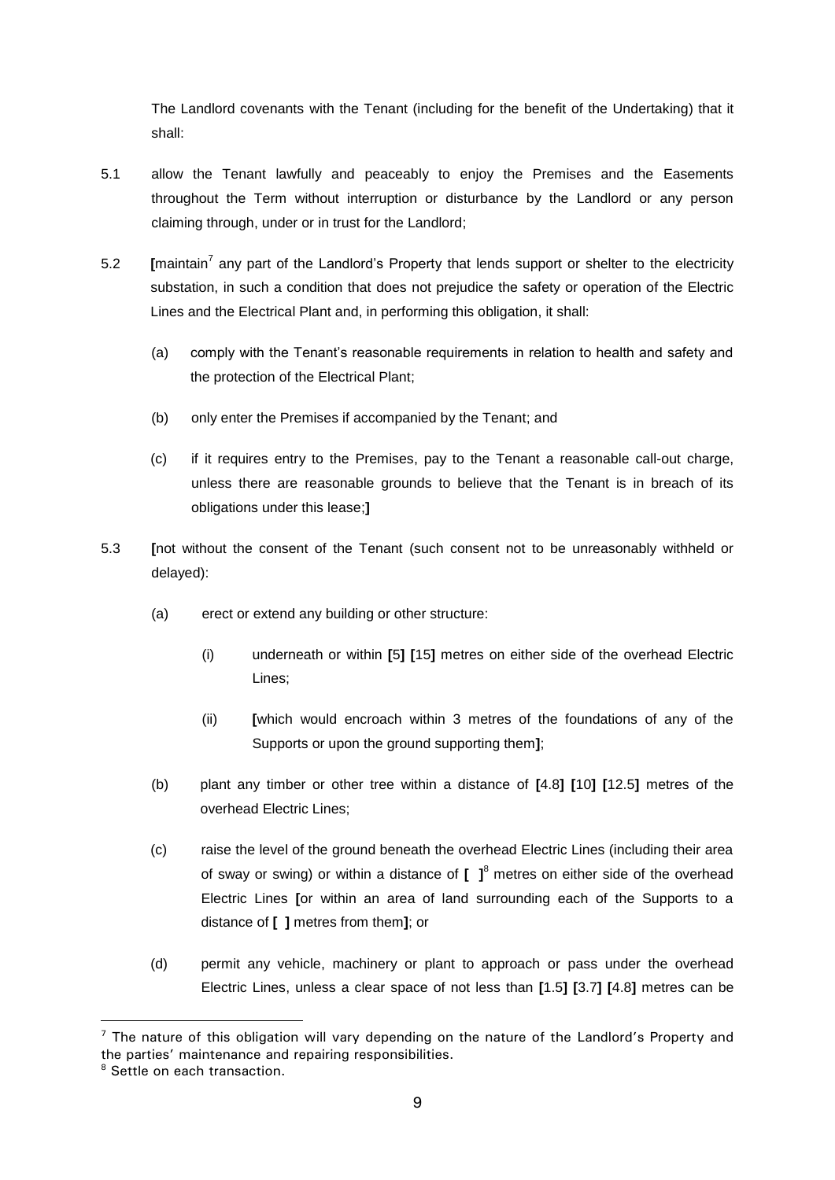The Landlord covenants with the Tenant (including for the benefit of the Undertaking) that it shall:

5.1 allow the Tenant lawfully and peaceably to enjoy the Premises and the Easements throughout the Term without interruption or disturbance by the Landlord or any person claiming through, under or in trust for the Landlord;

5.2 **[**maintain[7] any part of the Landlord's Property that lends support or shelter to the electricity substation, in such a condition that does not prejudice the safety or operation of the Electric Lines and the Electrical Plant and, in performing this obligation, it shall:

(a) comply with the Tenant's reasonable requirements in relation to health and safety and the protection of the Electrical Plant;

(b) only enter the Premises if accompanied by the Tenant; and

(c) if it requires entry to the Premises, pay to the Tenant a reasonable call-out charge, unless there are reasonable grounds to believe that the Tenant is in breach of its obligations under this lease;**]**

5.3 **[**not without the consent of the Tenant (such consent not to be unreasonably withheld or delayed):

(a) erect or extend any building or other structure:

(i) underneath or within **[**5**]** **[**15**]** metres on either side of the overhead Electric Lines;

(ii) **[**which would encroach within 3 metres of the foundations of any of the Supports or upon the ground supporting them**]**;

(b) plant any timber or other tree within a distance of **[**4.8**]** **[**10**]** **[**12.5**]** metres of the overhead Electric Lines;

(c) raise the level of the ground beneath the overhead Electric Lines (including their area of sway or swing) or within a distance of **[ ]**[8] metres on either side of the overhead Electric Lines **[**or within an area of land surrounding each of the Supports to a distance of **[ ]** metres from them**]**; or

(d) permit any vehicle, machinery or plant to approach or pass under the overhead Electric Lines, unless a clear space of not less than **[**1.5**]** **[**3.7**]** **[**4.8**]** metres can be

---

[7] The nature of this obligation will vary depending on the nature of the Landlord's Property and the parties' maintenance and repairing responsibilities.

[8] Settle on each transaction.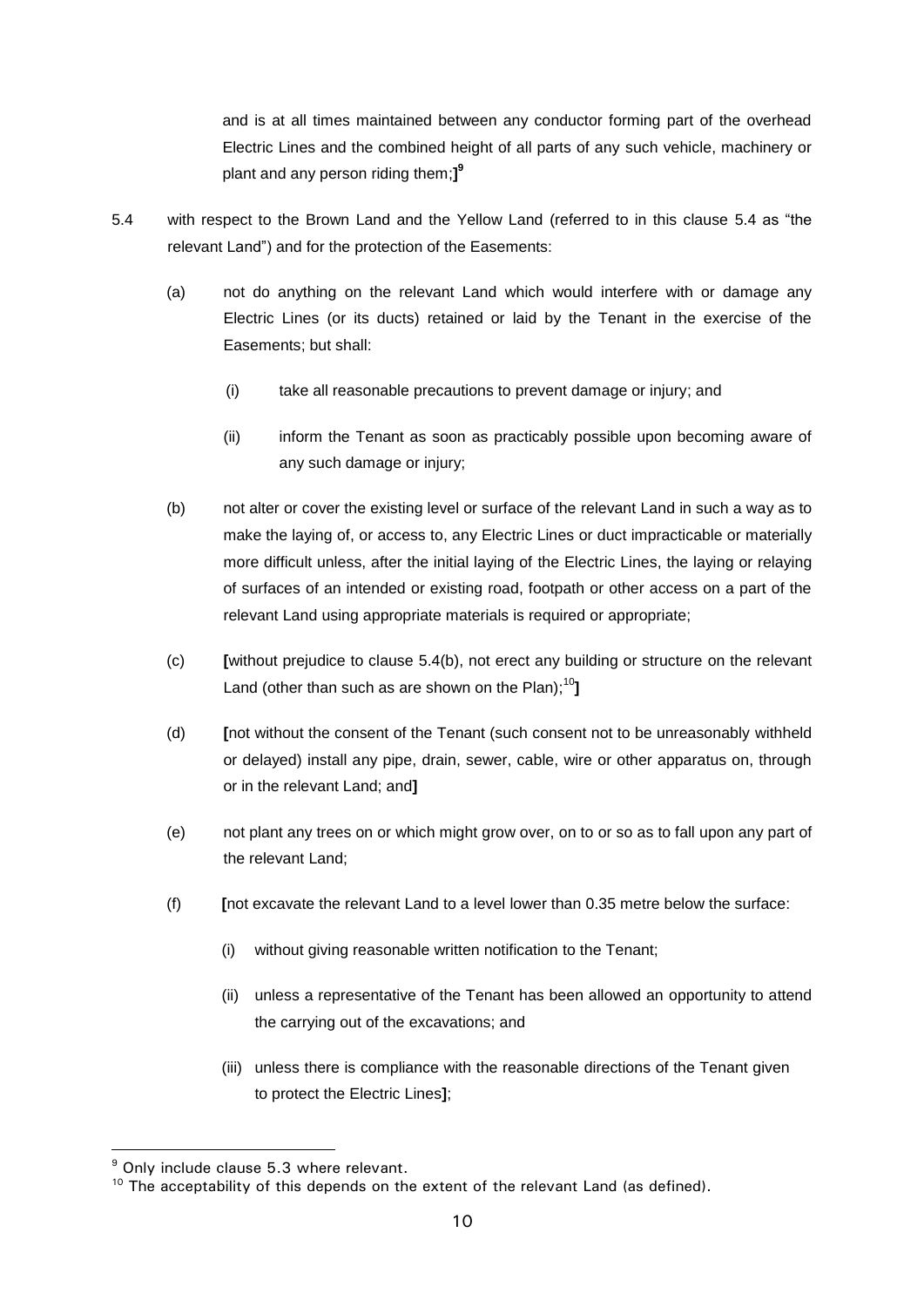and is at all times maintained between any conductor forming part of the overhead Electric Lines and the combined height of all parts of any such vehicle, machinery or plant and any person riding them;**]**[9]

5.4 with respect to the Brown Land and the Yellow Land (referred to in this clause 5.4 as "the relevant Land") and for the protection of the Easements:

(a) not do anything on the relevant Land which would interfere with or damage any Electric Lines (or its ducts) retained or laid by the Tenant in the exercise of the Easements; but shall:

(i) take all reasonable precautions to prevent damage or injury; and

(ii) inform the Tenant as soon as practicably possible upon becoming aware of any such damage or injury;

(b) not alter or cover the existing level or surface of the relevant Land in such a way as to make the laying of, or access to, any Electric Lines or duct impracticable or materially more difficult unless, after the initial laying of the Electric Lines, the laying or relaying of surfaces of an intended or existing road, footpath or other access on a part of the relevant Land using appropriate materials is required or appropriate;

(c) **[**without prejudice to clause 5.4(b), not erect any building or structure on the relevant Land (other than such as are shown on the Plan);[10]**]**

(d) **[**not without the consent of the Tenant (such consent not to be unreasonably withheld or delayed) install any pipe, drain, sewer, cable, wire or other apparatus on, through or in the relevant Land; and**]**

(e) not plant any trees on or which might grow over, on to or so as to fall upon any part of the relevant Land;

(f) **[**not excavate the relevant Land to a level lower than 0.35 metre below the surface:

(i) without giving reasonable written notification to the Tenant;

(ii) unless a representative of the Tenant has been allowed an opportunity to attend the carrying out of the excavations; and

(iii) unless there is compliance with the reasonable directions of the Tenant given to protect the Electric Lines**]**;

---

[9] Only include clause 5.3 where relevant.

[10] The acceptability of this depends on the extent of the relevant Land (as defined).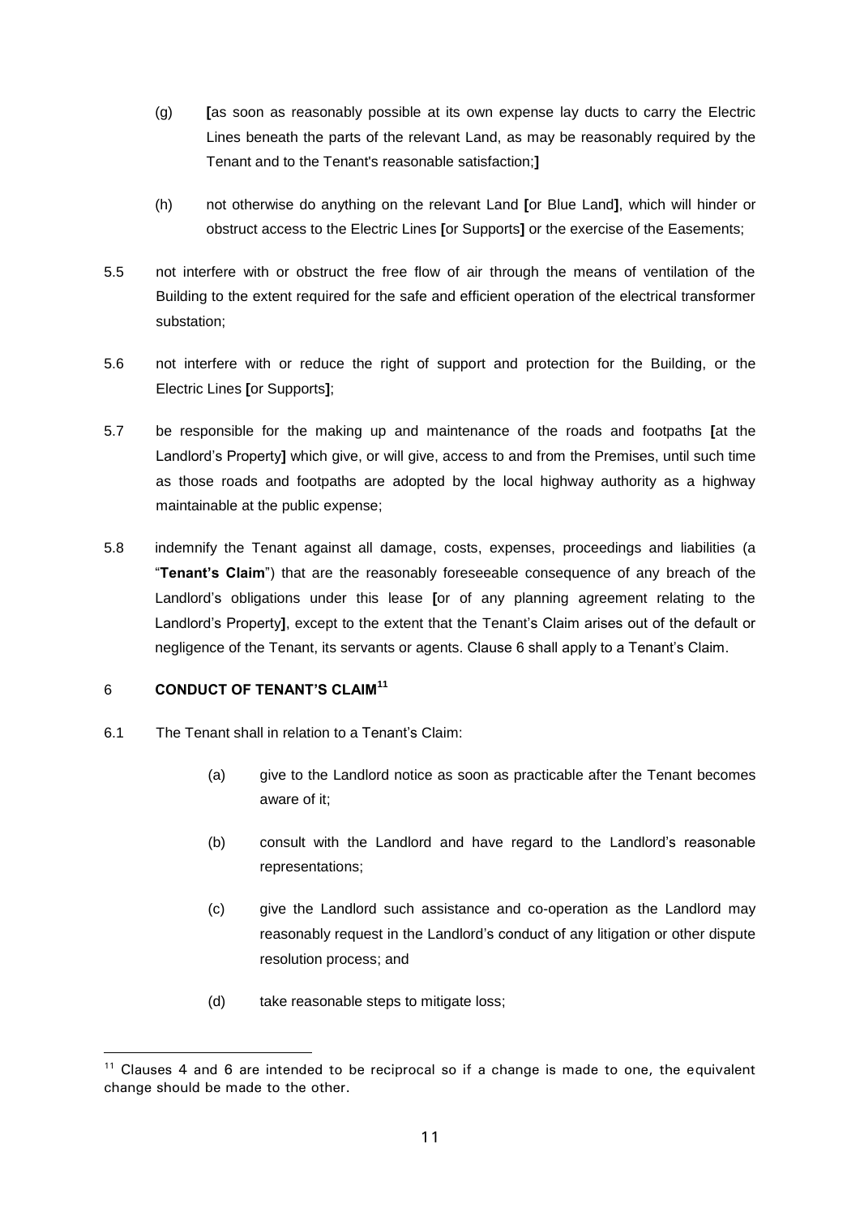(g) **[**as soon as reasonably possible at its own expense lay ducts to carry the Electric Lines beneath the parts of the relevant Land, as may be reasonably required by the Tenant and to the Tenant's reasonable satisfaction;**]**

(h) not otherwise do anything on the relevant Land **[**or Blue Land**]**, which will hinder or obstruct access to the Electric Lines **[**or Supports**]** or the exercise of the Easements;

5.5 not interfere with or obstruct the free flow of air through the means of ventilation of the Building to the extent required for the safe and efficient operation of the electrical transformer substation;

5.6 not interfere with or reduce the right of support and protection for the Building, or the Electric Lines **[**or Supports**]**;

5.7 be responsible for the making up and maintenance of the roads and footpaths **[**at the Landlord's Property**]** which give, or will give, access to and from the Premises, until such time as those roads and footpaths are adopted by the local highway authority as a highway maintainable at the public expense;

5.8 indemnify the Tenant against all damage, costs, expenses, proceedings and liabilities (a "**Tenant's Claim**") that are the reasonably foreseeable consequence of any breach of the Landlord's obligations under this lease **[**or of any planning agreement relating to the Landlord's Property**]**, except to the extent that the Tenant's Claim arises out of the default or negligence of the Tenant, its servants or agents. Clause 6 shall apply to a Tenant's Claim.

## 6 CONDUCT OF TENANT'S CLAIM[11]

6.1 The Tenant shall in relation to a Tenant's Claim:

(a) give to the Landlord notice as soon as practicable after the Tenant becomes aware of it;

(b) consult with the Landlord and have regard to the Landlord's reasonable representations;

(c) give the Landlord such assistance and co-operation as the Landlord may reasonably request in the Landlord's conduct of any litigation or other dispute resolution process; and

(d) take reasonable steps to mitigate loss;

[11] Clauses 4 and 6 are intended to be reciprocal so if a change is made to one, the equivalent change should be made to the other.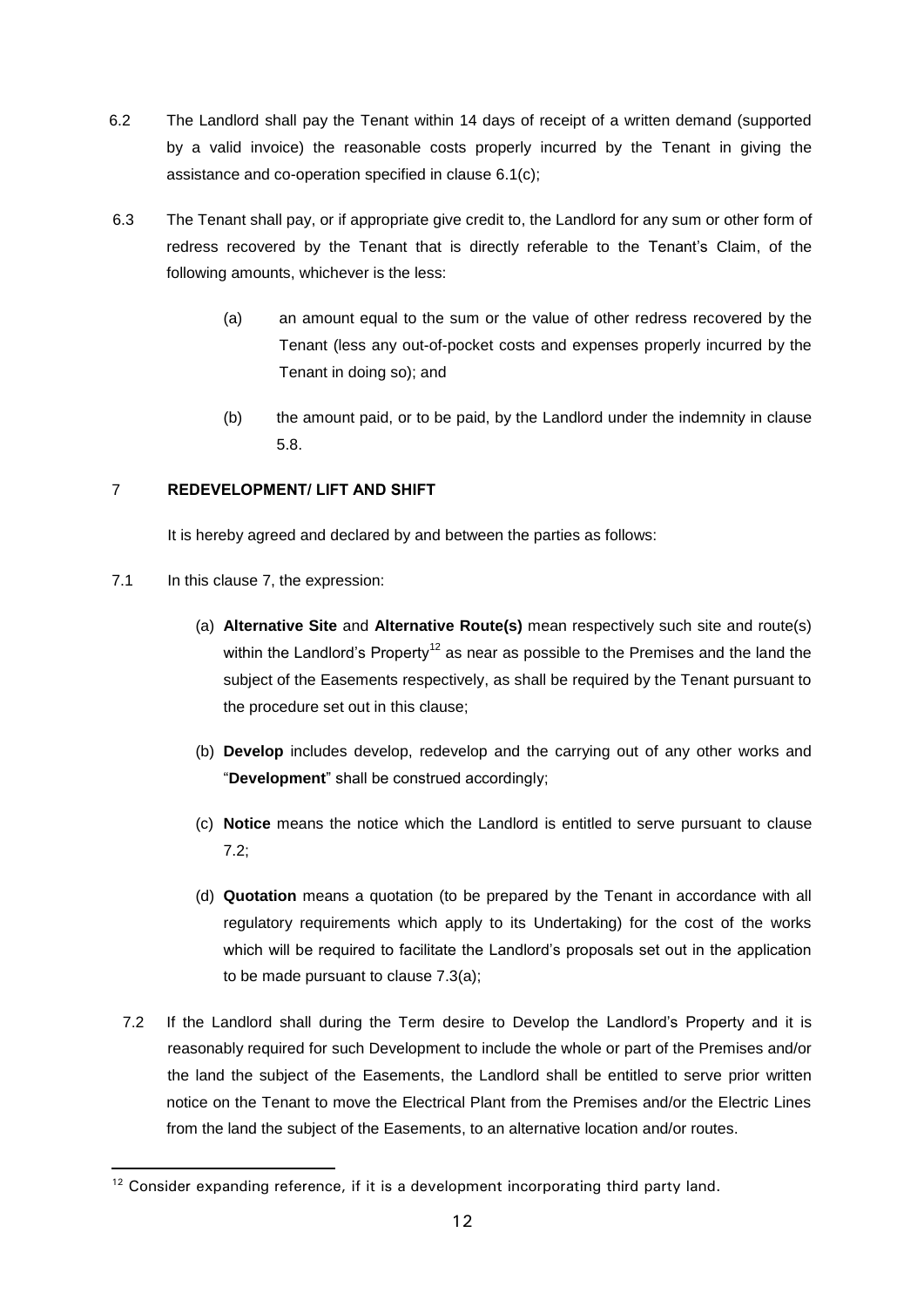6.2 The Landlord shall pay the Tenant within 14 days of receipt of a written demand (supported by a valid invoice) the reasonable costs properly incurred by the Tenant in giving the assistance and co-operation specified in clause 6.1(c);

6.3 The Tenant shall pay, or if appropriate give credit to, the Landlord for any sum or other form of redress recovered by the Tenant that is directly referable to the Tenant's Claim, of the following amounts, whichever is the less:

(a) an amount equal to the sum or the value of other redress recovered by the Tenant (less any out-of-pocket costs and expenses properly incurred by the Tenant in doing so); and

(b) the amount paid, or to be paid, by the Landlord under the indemnity in clause 5.8.

## 7 REDEVELOPMENT/ LIFT AND SHIFT

It is hereby agreed and declared by and between the parties as follows:

7.1 In this clause 7, the expression:

(a) **Alternative Site** and **Alternative Route(s)** mean respectively such site and route(s) within the Landlord's Property[12] as near as possible to the Premises and the land the subject of the Easements respectively, as shall be required by the Tenant pursuant to the procedure set out in this clause;

(b) **Develop** includes develop, redevelop and the carrying out of any other works and "**Development**" shall be construed accordingly;

(c) **Notice** means the notice which the Landlord is entitled to serve pursuant to clause 7.2;

(d) **Quotation** means a quotation (to be prepared by the Tenant in accordance with all regulatory requirements which apply to its Undertaking) for the cost of the works which will be required to facilitate the Landlord's proposals set out in the application to be made pursuant to clause 7.3(a);

7.2 If the Landlord shall during the Term desire to Develop the Landlord's Property and it is reasonably required for such Development to include the whole or part of the Premises and/or the land the subject of the Easements, the Landlord shall be entitled to serve prior written notice on the Tenant to move the Electrical Plant from the Premises and/or the Electric Lines from the land the subject of the Easements, to an alternative location and/or routes.

[12] Consider expanding reference, if it is a development incorporating third party land.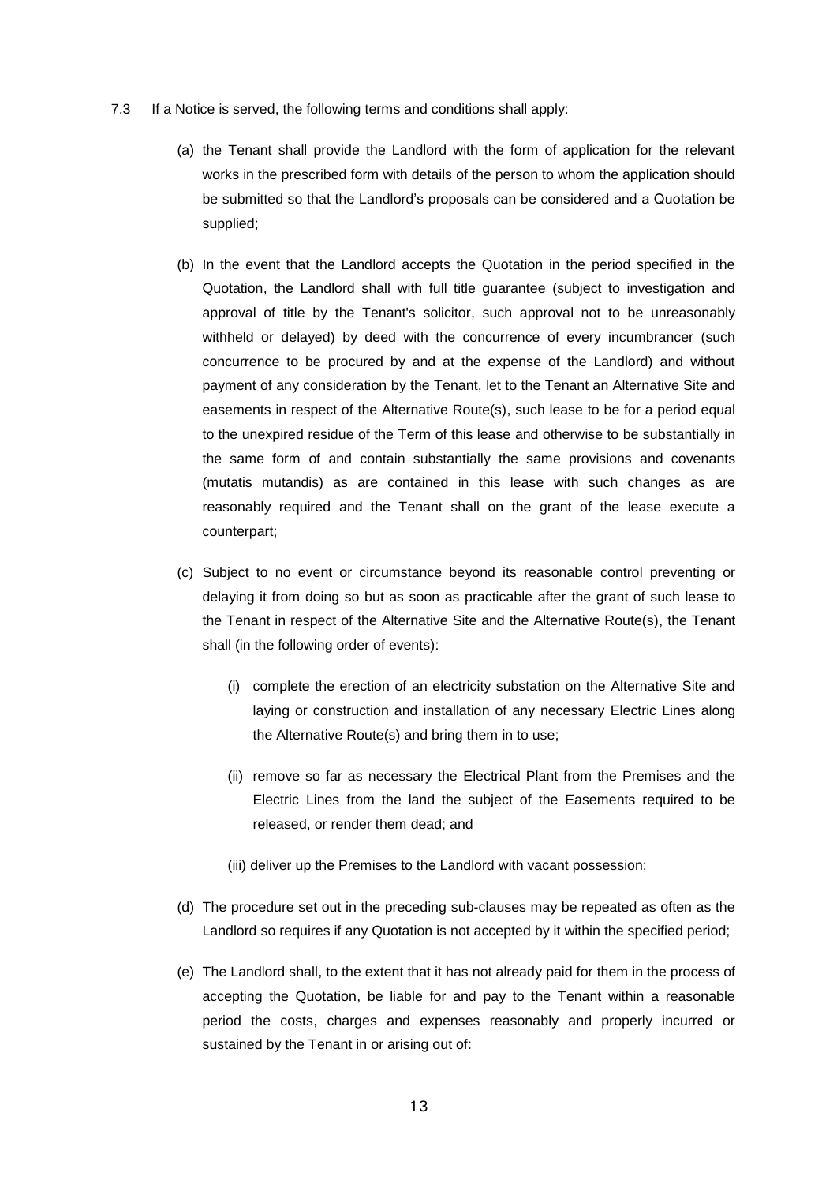7.3 If a Notice is served, the following terms and conditions shall apply:

(a) the Tenant shall provide the Landlord with the form of application for the relevant works in the prescribed form with details of the person to whom the application should be submitted so that the Landlord's proposals can be considered and a Quotation be supplied;

(b) In the event that the Landlord accepts the Quotation in the period specified in the Quotation, the Landlord shall with full title guarantee (subject to investigation and approval of title by the Tenant's solicitor, such approval not to be unreasonably withheld or delayed) by deed with the concurrence of every incumbrancer (such concurrence to be procured by and at the expense of the Landlord) and without payment of any consideration by the Tenant, let to the Tenant an Alternative Site and easements in respect of the Alternative Route(s), such lease to be for a period equal to the unexpired residue of the Term of this lease and otherwise to be substantially in the same form of and contain substantially the same provisions and covenants (mutatis mutandis) as are contained in this lease with such changes as are reasonably required and the Tenant shall on the grant of the lease execute a counterpart;

(c) Subject to no event or circumstance beyond its reasonable control preventing or delaying it from doing so but as soon as practicable after the grant of such lease to the Tenant in respect of the Alternative Site and the Alternative Route(s), the Tenant shall (in the following order of events):

   (i) complete the erection of an electricity substation on the Alternative Site and laying or construction and installation of any necessary Electric Lines along the Alternative Route(s) and bring them in to use;

   (ii) remove so far as necessary the Electrical Plant from the Premises and the Electric Lines from the land the subject of the Easements required to be released, or render them dead; and

   (iii) deliver up the Premises to the Landlord with vacant possession;

(d) The procedure set out in the preceding sub-clauses may be repeated as often as the Landlord so requires if any Quotation is not accepted by it within the specified period;

(e) The Landlord shall, to the extent that it has not already paid for them in the process of accepting the Quotation, be liable for and pay to the Tenant within a reasonable period the costs, charges and expenses reasonably and properly incurred or sustained by the Tenant in or arising out of: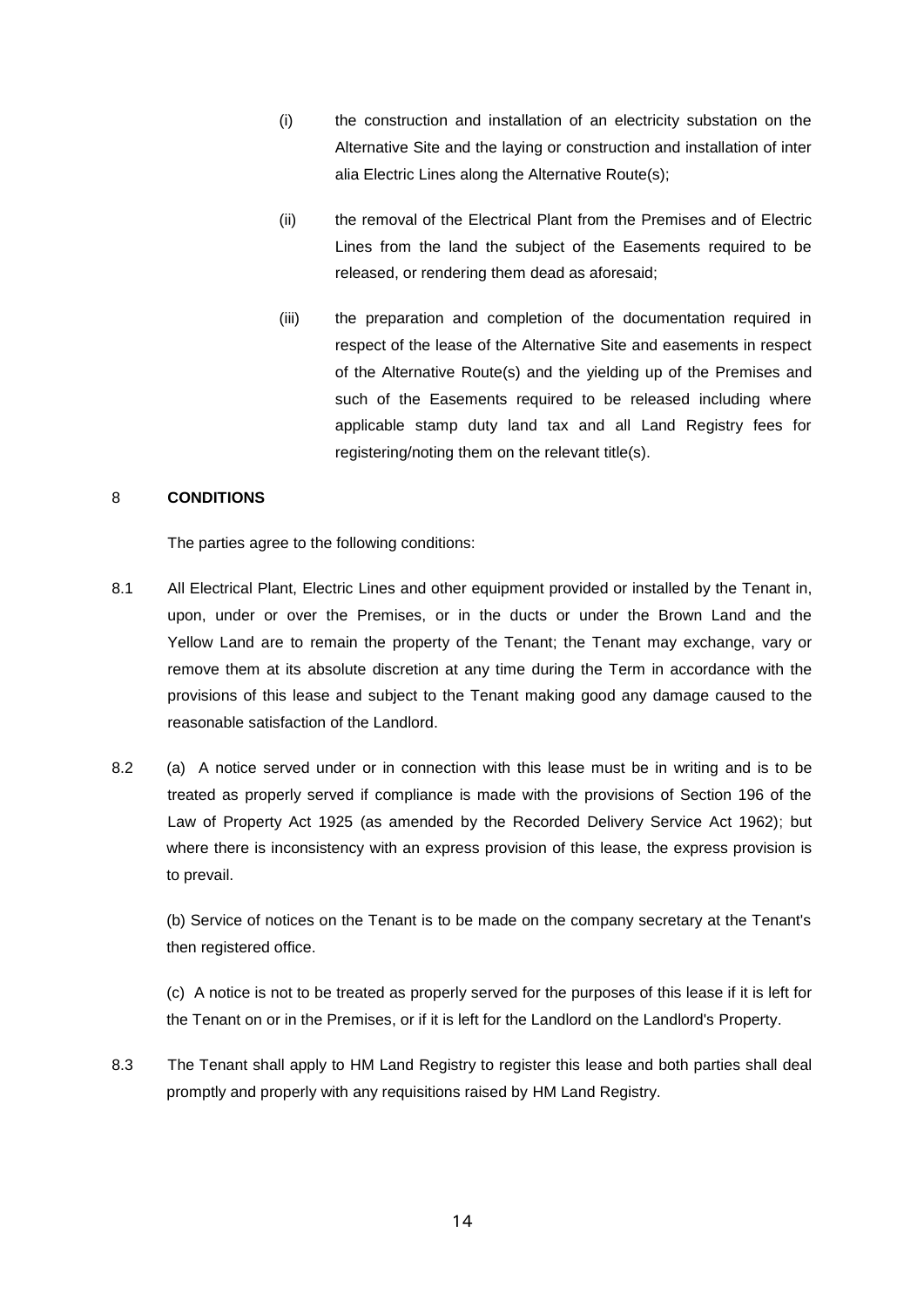(i) the construction and installation of an electricity substation on the Alternative Site and the laying or construction and installation of inter alia Electric Lines along the Alternative Route(s);

(ii) the removal of the Electrical Plant from the Premises and of Electric Lines from the land the subject of the Easements required to be released, or rendering them dead as aforesaid;

(iii) the preparation and completion of the documentation required in respect of the lease of the Alternative Site and easements in respect of the Alternative Route(s) and the yielding up of the Premises and such of the Easements required to be released including where applicable stamp duty land tax and all Land Registry fees for registering/noting them on the relevant title(s).

## 8 CONDITIONS

The parties agree to the following conditions:

8.1 All Electrical Plant, Electric Lines and other equipment provided or installed by the Tenant in, upon, under or over the Premises, or in the ducts or under the Brown Land and the Yellow Land are to remain the property of the Tenant; the Tenant may exchange, vary or remove them at its absolute discretion at any time during the Term in accordance with the provisions of this lease and subject to the Tenant making good any damage caused to the reasonable satisfaction of the Landlord.

8.2 (a) A notice served under or in connection with this lease must be in writing and is to be treated as properly served if compliance is made with the provisions of Section 196 of the Law of Property Act 1925 (as amended by the Recorded Delivery Service Act 1962); but where there is inconsistency with an express provision of this lease, the express provision is to prevail.

(b) Service of notices on the Tenant is to be made on the company secretary at the Tenant's then registered office.

(c) A notice is not to be treated as properly served for the purposes of this lease if it is left for the Tenant on or in the Premises, or if it is left for the Landlord on the Landlord's Property.

8.3 The Tenant shall apply to HM Land Registry to register this lease and both parties shall deal promptly and properly with any requisitions raised by HM Land Registry.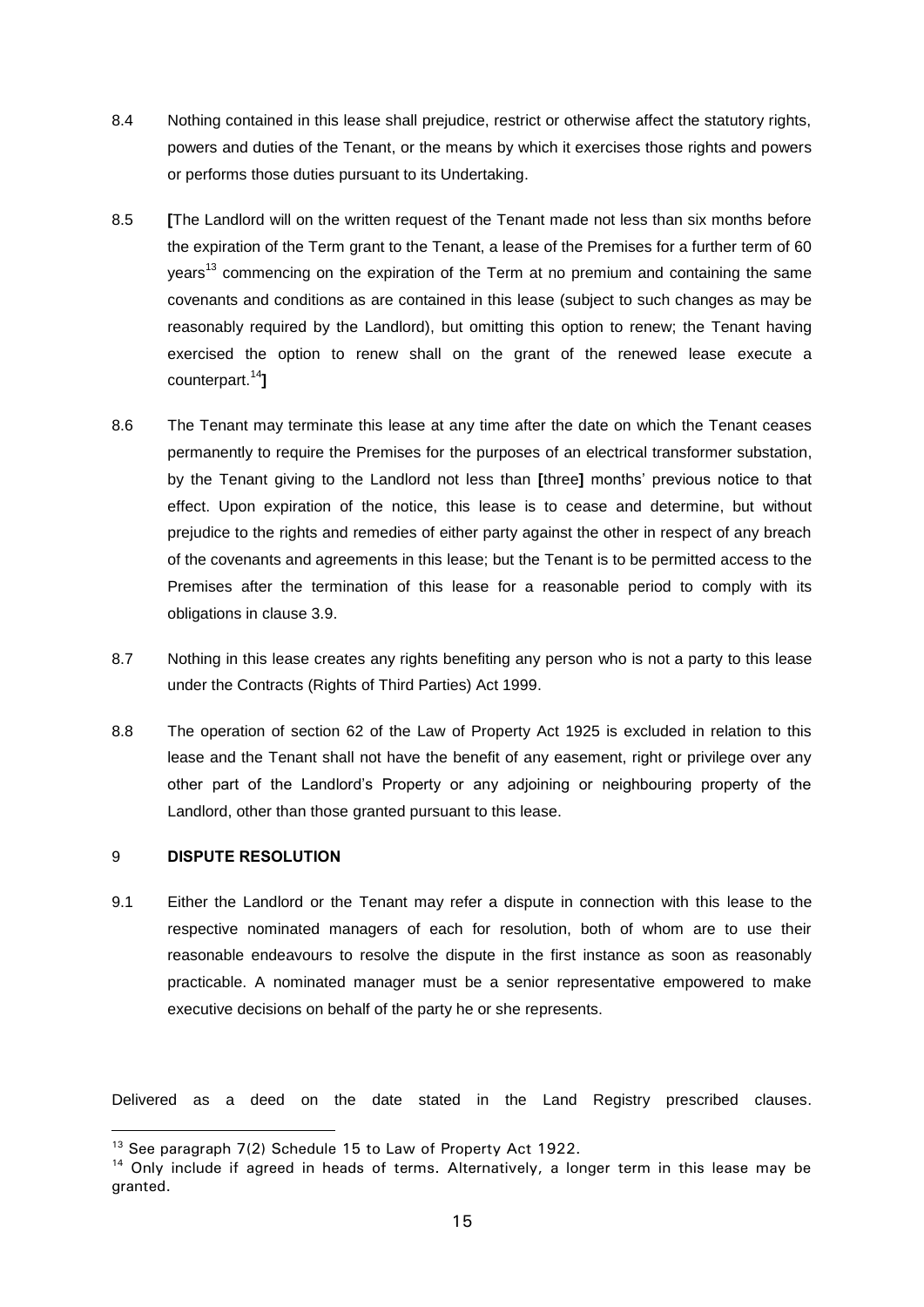8.4 Nothing contained in this lease shall prejudice, restrict or otherwise affect the statutory rights, powers and duties of the Tenant, or the means by which it exercises those rights and powers or performs those duties pursuant to its Undertaking.

8.5 **[**The Landlord will on the written request of the Tenant made not less than six months before the expiration of the Term grant to the Tenant, a lease of the Premises for a further term of 60 years[13] commencing on the expiration of the Term at no premium and containing the same covenants and conditions as are contained in this lease (subject to such changes as may be reasonably required by the Landlord), but omitting this option to renew; the Tenant having exercised the option to renew shall on the grant of the renewed lease execute a counterpart.[14]**]**

8.6 The Tenant may terminate this lease at any time after the date on which the Tenant ceases permanently to require the Premises for the purposes of an electrical transformer substation, by the Tenant giving to the Landlord not less than **[**three**]** months' previous notice to that effect. Upon expiration of the notice, this lease is to cease and determine, but without prejudice to the rights and remedies of either party against the other in respect of any breach of the covenants and agreements in this lease; but the Tenant is to be permitted access to the Premises after the termination of this lease for a reasonable period to comply with its obligations in clause 3.9.

8.7 Nothing in this lease creates any rights benefiting any person who is not a party to this lease under the Contracts (Rights of Third Parties) Act 1999.

8.8 The operation of section 62 of the Law of Property Act 1925 is excluded in relation to this lease and the Tenant shall not have the benefit of any easement, right or privilege over any other part of the Landlord's Property or any adjoining or neighbouring property of the Landlord, other than those granted pursuant to this lease.

## 9 DISPUTE RESOLUTION

9.1 Either the Landlord or the Tenant may refer a dispute in connection with this lease to the respective nominated managers of each for resolution, both of whom are to use their reasonable endeavours to resolve the dispute in the first instance as soon as reasonably practicable. A nominated manager must be a senior representative empowered to make executive decisions on behalf of the party he or she represents.

Delivered as a deed on the date stated in the Land Registry prescribed clauses.

---

[13] See paragraph 7(2) Schedule 15 to Law of Property Act 1922.

[14] Only include if agreed in heads of terms. Alternatively, a longer term in this lease may be granted.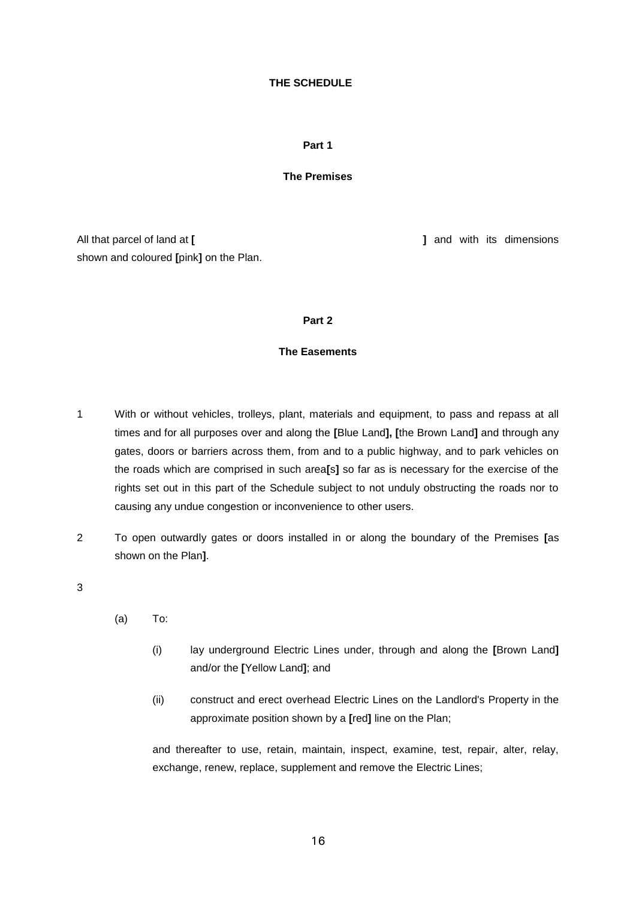**THE SCHEDULE**

**Part 1**

**The Premises**

All that parcel of land at **[** **]** and with its dimensions shown and coloured **[**pink**]** on the Plan.

**Part 2**

**The Easements**

1 With or without vehicles, trolleys, plant, materials and equipment, to pass and repass at all times and for all purposes over and along the **[**Blue Land**], [**the Brown Land**]** and through any gates, doors or barriers across them, from and to a public highway, and to park vehicles on the roads which are comprised in such area**[**s**]** so far as is necessary for the exercise of the rights set out in this part of the Schedule subject to not unduly obstructing the roads nor to causing any undue congestion or inconvenience to other users.

2 To open outwardly gates or doors installed in or along the boundary of the Premises **[**as shown on the Plan**]**.

3

(a) To:

(i) lay underground Electric Lines under, through and along the **[**Brown Land**]** and/or the **[**Yellow Land**]**; and

(ii) construct and erect overhead Electric Lines on the Landlord's Property in the approximate position shown by a **[**red**]** line on the Plan;

and thereafter to use, retain, maintain, inspect, examine, test, repair, alter, relay, exchange, renew, replace, supplement and remove the Electric Lines;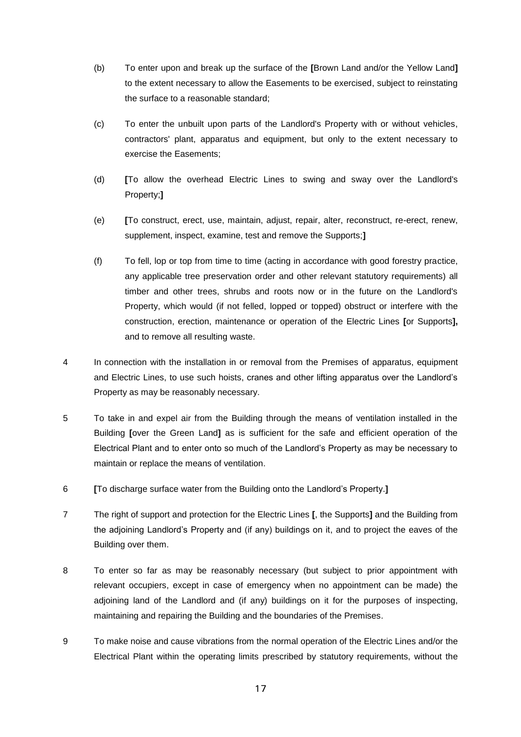(b) To enter upon and break up the surface of the **[**Brown Land and/or the Yellow Land**]** to the extent necessary to allow the Easements to be exercised, subject to reinstating the surface to a reasonable standard;

(c) To enter the unbuilt upon parts of the Landlord's Property with or without vehicles, contractors' plant, apparatus and equipment, but only to the extent necessary to exercise the Easements;

(d) **[**To allow the overhead Electric Lines to swing and sway over the Landlord's Property;**]**

(e) **[**To construct, erect, use, maintain, adjust, repair, alter, reconstruct, re-erect, renew, supplement, inspect, examine, test and remove the Supports;**]**

(f) To fell, lop or top from time to time (acting in accordance with good forestry practice, any applicable tree preservation order and other relevant statutory requirements) all timber and other trees, shrubs and roots now or in the future on the Landlord's Property, which would (if not felled, lopped or topped) obstruct or interfere with the construction, erection, maintenance or operation of the Electric Lines **[**or Supports**],** and to remove all resulting waste.

4 In connection with the installation in or removal from the Premises of apparatus, equipment and Electric Lines, to use such hoists, cranes and other lifting apparatus over the Landlord's Property as may be reasonably necessary.

5 To take in and expel air from the Building through the means of ventilation installed in the Building **[**over the Green Land**]** as is sufficient for the safe and efficient operation of the Electrical Plant and to enter onto so much of the Landlord's Property as may be necessary to maintain or replace the means of ventilation.

6 **[**To discharge surface water from the Building onto the Landlord's Property.**]**

7 The right of support and protection for the Electric Lines **[**, the Supports**]** and the Building from the adjoining Landlord's Property and (if any) buildings on it, and to project the eaves of the Building over them.

8 To enter so far as may be reasonably necessary (but subject to prior appointment with relevant occupiers, except in case of emergency when no appointment can be made) the adjoining land of the Landlord and (if any) buildings on it for the purposes of inspecting, maintaining and repairing the Building and the boundaries of the Premises.

9 To make noise and cause vibrations from the normal operation of the Electric Lines and/or the Electrical Plant within the operating limits prescribed by statutory requirements, without the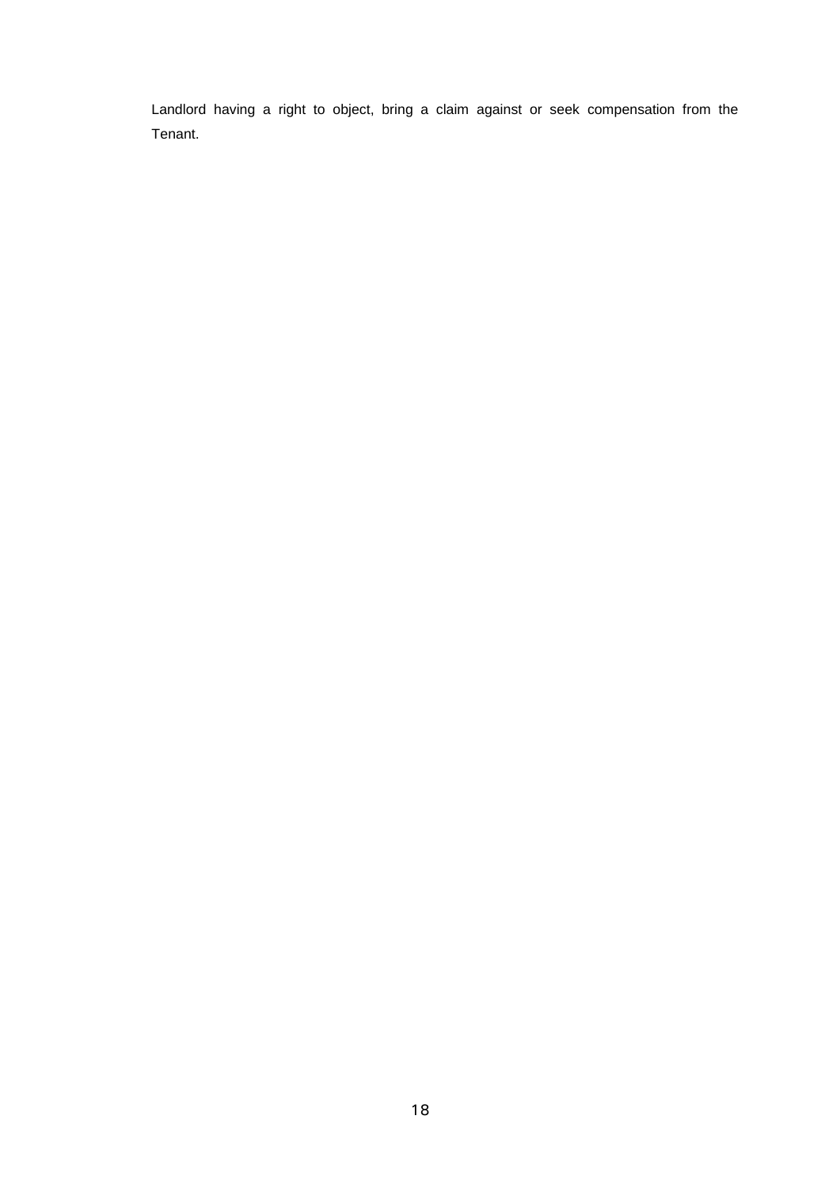Landlord having a right to object, bring a claim against or seek compensation from the Tenant.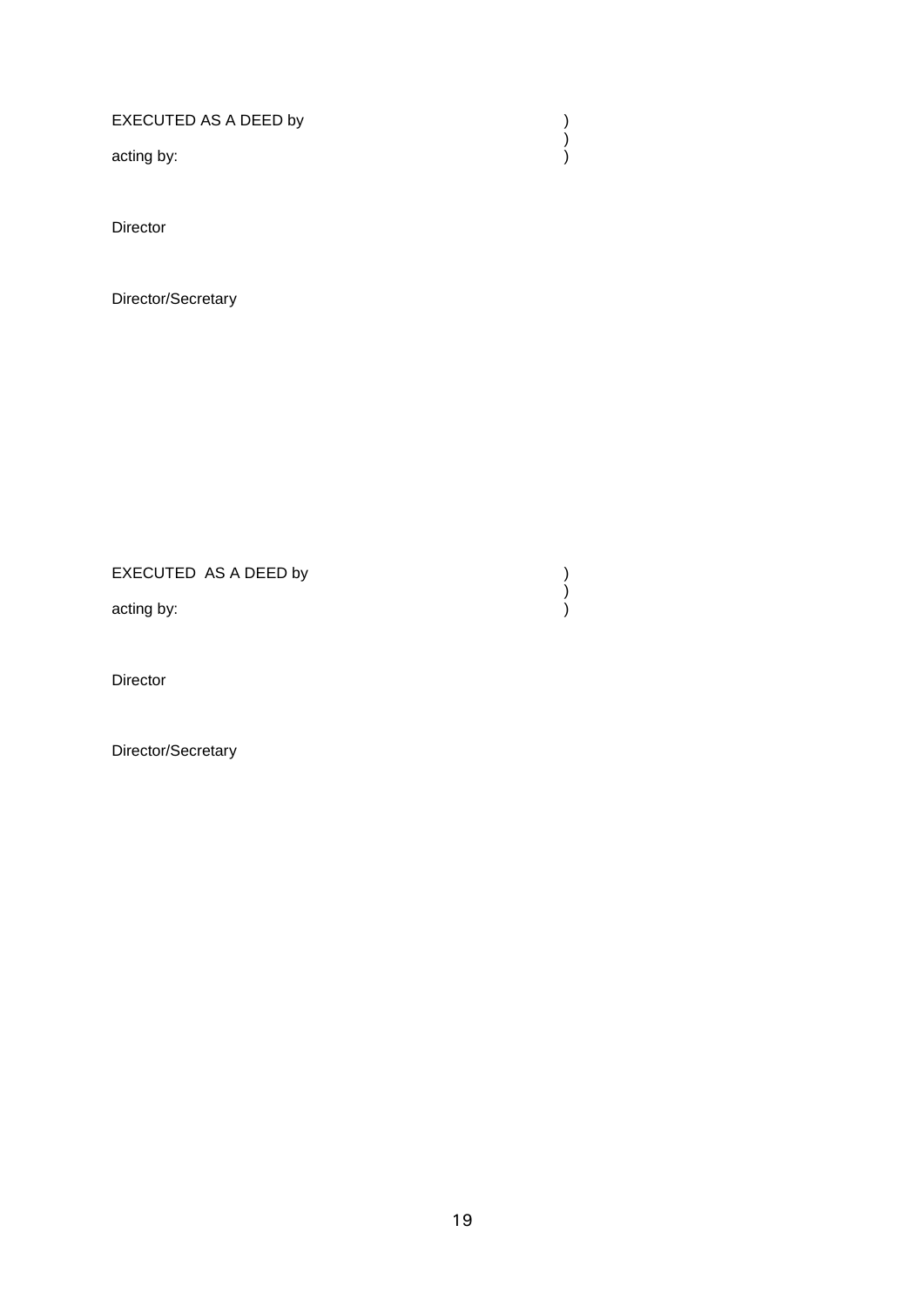EXECUTED AS A DEED by )
)
acting by: )

Director

Director/Secretary

EXECUTED AS A DEED by )
)
acting by: )

Director

Director/Secretary